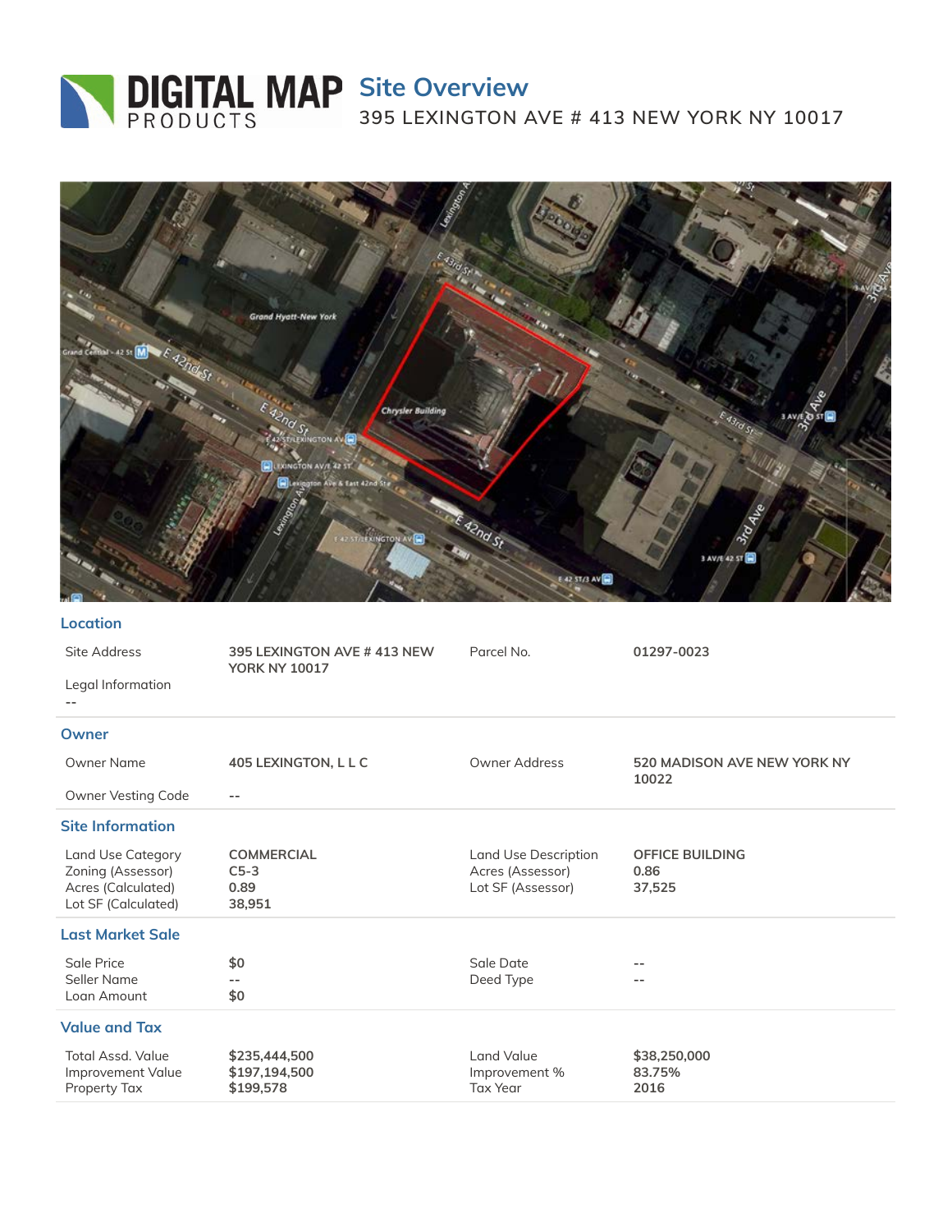# DIGITAL MAP PRODUCTS

## Site Overview

395 LEXINGTON AVE # 413 NEW YORK NY 10017

### Location

| | | | |
|---|---|---|---|
| Site Address | 395 LEXINGTON AVE # 413 NEW YORK NY 10017 | Parcel No. | 01297-0023 |
| Legal Information | -- | | |

### Owner

| | | | |
|---|---|---|---|
| Owner Name | 405 LEXINGTON, L L C | Owner Address | 520 MADISON AVE NEW YORK NY 10022 |
| Owner Vesting Code | -- | | |

### Site Information

| | | | |
|---|---|---|---|
| Land Use Category | COMMERCIAL | Land Use Description | OFFICE BUILDING |
| Zoning (Assessor) | C5-3 | Acres (Assessor) | 0.86 |
| Acres (Calculated) | 0.89 | Lot SF (Assessor) | 37,525 |
| Lot SF (Calculated) | 38,951 | | |

### Last Market Sale

| | | | |
|---|---|---|---|
| Sale Price | $0 | Sale Date | -- |
| Seller Name | -- | Deed Type | -- |
| Loan Amount | $0 | | |

### Value and Tax

| | | | |
|---|---|---|---|
| Total Assd. Value | $235,444,500 | Land Value | $38,250,000 |
| Improvement Value | $197,194,500 | Improvement % | 83.75% |
| Property Tax | $199,578 | Tax Year | 2016 |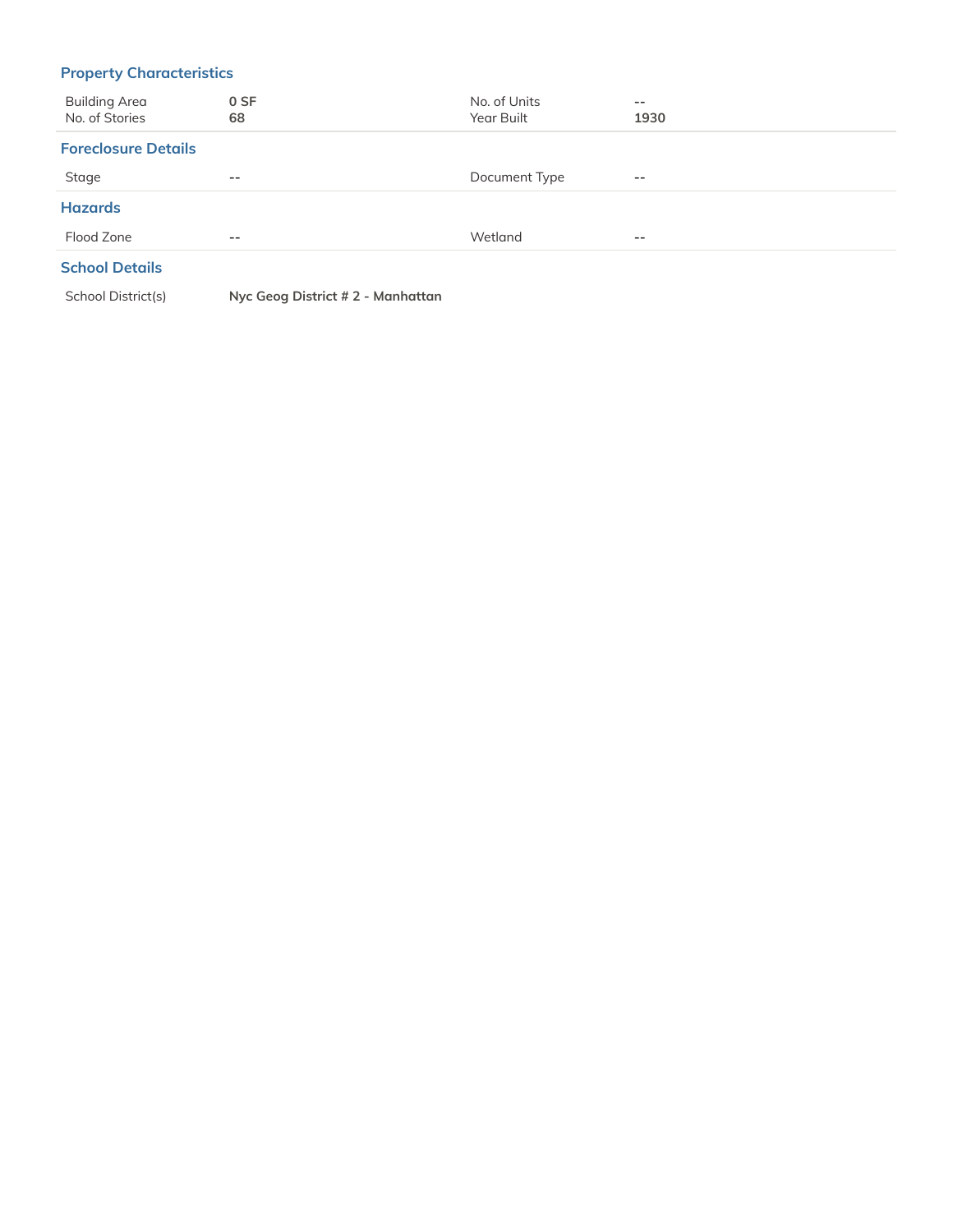## Property Characteristics

| | | | |
|---|---|---|---|
| Building Area | **0 SF** | No. of Units | -- |
| No. of Stories | **68** | Year Built | **1930** |

## Foreclosure Details

| | | | |
|---|---|---|---|
| Stage | -- | Document Type | -- |

## Hazards

| | | | |
|---|---|---|---|
| Flood Zone | -- | Wetland | -- |

## School Details

| | |
|---|---|
| School District(s) | **Nyc Geog District # 2 - Manhattan** |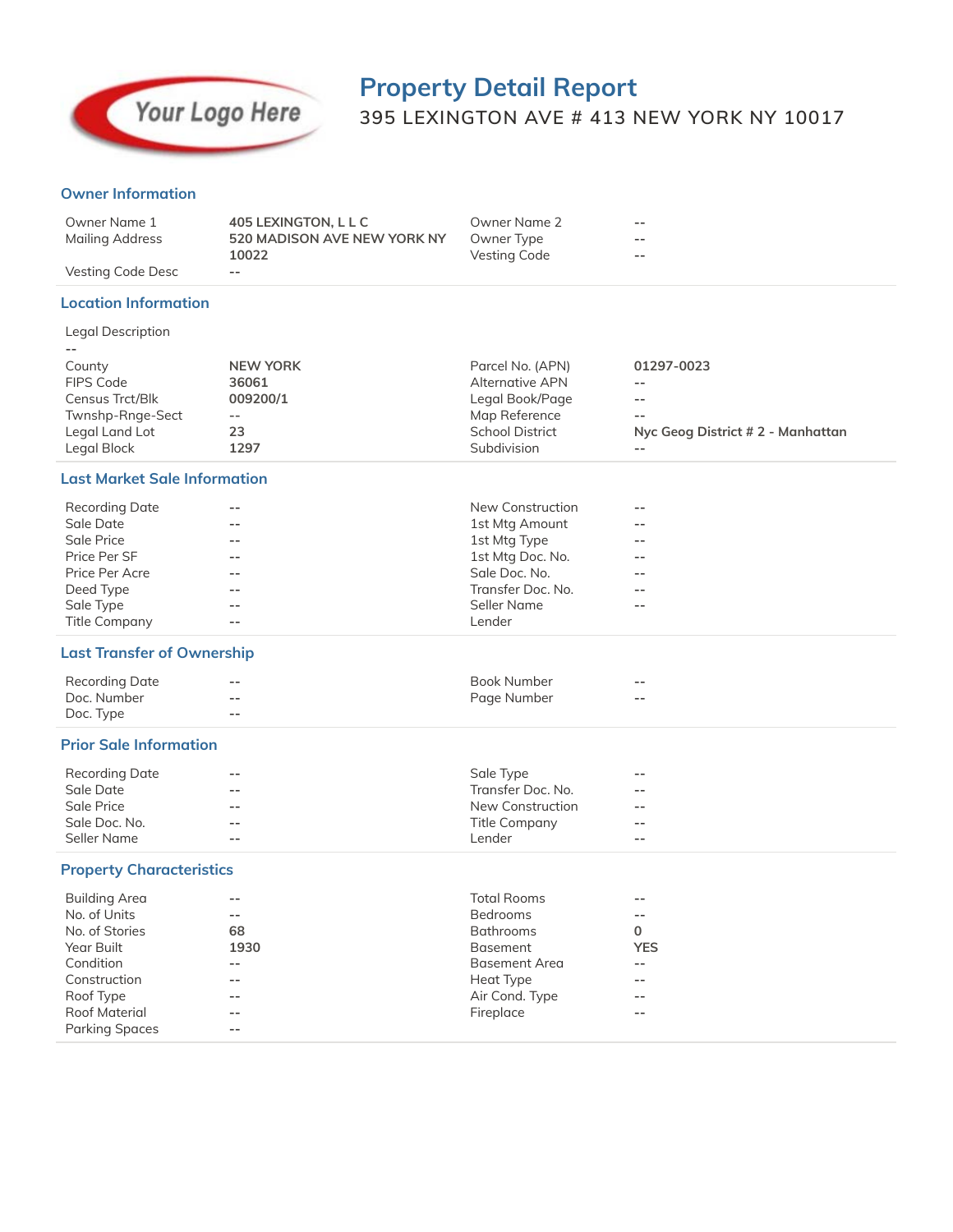# Property Detail Report

395 LEXINGTON AVE # 413 NEW YORK NY 10017

## Owner Information

| | | | |
|---|---|---|---|
| Owner Name 1 | 405 LEXINGTON, L L C | Owner Name 2 | -- |
| Mailing Address | 520 MADISON AVE NEW YORK NY 10022 | Owner Type | -- |
| Vesting Code Desc | -- | Vesting Code | -- |

## Location Information

Legal Description
--

| | | | |
|---|---|---|---|
| County | NEW YORK | Parcel No. (APN) | 01297-0023 |
| FIPS Code | 36061 | Alternative APN | -- |
| Census Trct/Blk | 009200/1 | Legal Book/Page | -- |
| Twnshp-Rnge-Sect | -- | Map Reference | -- |
| Legal Land Lot | 23 | School District | Nyc Geog District # 2 - Manhattan |
| Legal Block | 1297 | Subdivision | -- |

## Last Market Sale Information

| | | | |
|---|---|---|---|
| Recording Date | -- | New Construction | -- |
| Sale Date | -- | 1st Mtg Amount | -- |
| Sale Price | -- | 1st Mtg Type | -- |
| Price Per SF | -- | 1st Mtg Doc. No. | -- |
| Price Per Acre | -- | Sale Doc. No. | -- |
| Deed Type | -- | Transfer Doc. No. | -- |
| Sale Type | -- | Seller Name | -- |
| Title Company | -- | Lender | |

## Last Transfer of Ownership

| | | | |
|---|---|---|---|
| Recording Date | -- | Book Number | -- |
| Doc. Number | -- | Page Number | -- |
| Doc. Type | -- | | |

## Prior Sale Information

| | | | |
|---|---|---|---|
| Recording Date | -- | Sale Type | -- |
| Sale Date | -- | Transfer Doc. No. | -- |
| Sale Price | -- | New Construction | -- |
| Sale Doc. No. | -- | Title Company | -- |
| Seller Name | -- | Lender | -- |

## Property Characteristics

| | | | |
|---|---|---|---|
| Building Area | -- | Total Rooms | -- |
| No. of Units | -- | Bedrooms | -- |
| No. of Stories | 68 | Bathrooms | 0 |
| Year Built | 1930 | Basement | YES |
| Condition | -- | Basement Area | -- |
| Construction | -- | Heat Type | -- |
| Roof Type | -- | Air Cond. Type | -- |
| Roof Material | -- | Fireplace | -- |
| Parking Spaces | -- | | |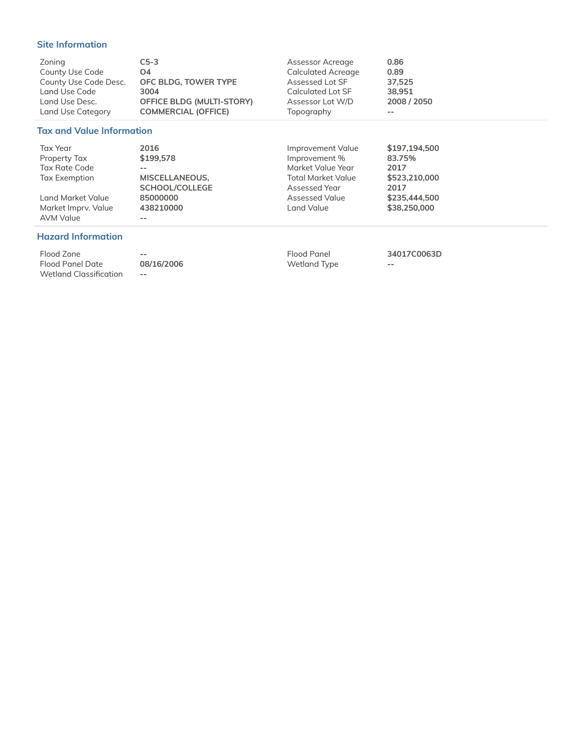## Site Information

| | | | |
|---|---|---|---|
| Zoning | **C5-3** | Assessor Acreage | **0.86** |
| County Use Code | **O4** | Calculated Acreage | **0.89** |
| County Use Code Desc. | **OFC BLDG, TOWER TYPE** | Assessed Lot SF | **37,525** |
| Land Use Code | **3004** | Calculated Lot SF | **38,951** |
| Land Use Desc. | **OFFICE BLDG (MULTI-STORY)** | Assessor Lot W/D | **2008 / 2050** |
| Land Use Category | **COMMERCIAL (OFFICE)** | Topography | -- |

## Tax and Value Information

| | | | |
|---|---|---|---|
| Tax Year | **2016** | Improvement Value | **$197,194,500** |
| Property Tax | **$199,578** | Improvement % | **83.75%** |
| Tax Rate Code | -- | Market Value Year | **2017** |
| Tax Exemption | **MISCELLANEOUS, SCHOOL/COLLEGE** | Total Market Value | **$523,210,000** |
| | | Assessed Year | **2017** |
| Land Market Value | **85000000** | Assessed Value | **$235,444,500** |
| Market Imprv. Value | **438210000** | Land Value | **$38,250,000** |
| AVM Value | -- | | |

## Hazard Information

| | | | |
|---|---|---|---|
| Flood Zone | -- | Flood Panel | **34017C0063D** |
| Flood Panel Date | **08/16/2006** | Wetland Type | -- |
| Wetland Classification | -- | | |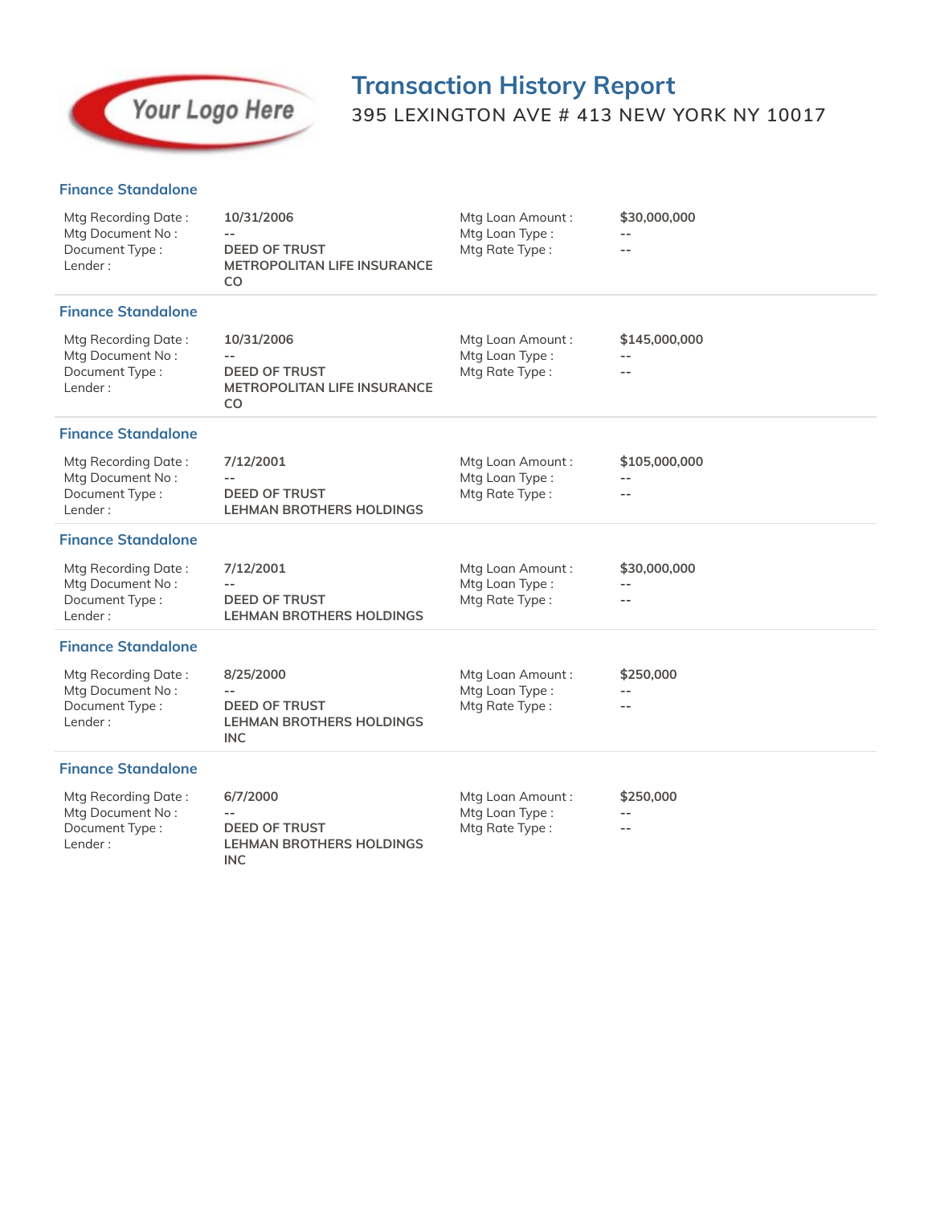# Transaction History Report

395 LEXINGTON AVE # 413 NEW YORK NY 10017

### Finance Standalone

| | | | |
|---|---|---|---|
| Mtg Recording Date : | 10/31/2006 | Mtg Loan Amount : | $30,000,000 |
| Mtg Document No : | -- | Mtg Loan Type : | -- |
| Document Type : | DEED OF TRUST | Mtg Rate Type : | -- |
| Lender : | METROPOLITAN LIFE INSURANCE CO | | |

### Finance Standalone

| | | | |
|---|---|---|---|
| Mtg Recording Date : | 10/31/2006 | Mtg Loan Amount : | $145,000,000 |
| Mtg Document No : | -- | Mtg Loan Type : | -- |
| Document Type : | DEED OF TRUST | Mtg Rate Type : | -- |
| Lender : | METROPOLITAN LIFE INSURANCE CO | | |

### Finance Standalone

| | | | |
|---|---|---|---|
| Mtg Recording Date : | 7/12/2001 | Mtg Loan Amount : | $105,000,000 |
| Mtg Document No : | -- | Mtg Loan Type : | -- |
| Document Type : | DEED OF TRUST | Mtg Rate Type : | -- |
| Lender : | LEHMAN BROTHERS HOLDINGS | | |

### Finance Standalone

| | | | |
|---|---|---|---|
| Mtg Recording Date : | 7/12/2001 | Mtg Loan Amount : | $30,000,000 |
| Mtg Document No : | -- | Mtg Loan Type : | -- |
| Document Type : | DEED OF TRUST | Mtg Rate Type : | -- |
| Lender : | LEHMAN BROTHERS HOLDINGS | | |

### Finance Standalone

| | | | |
|---|---|---|---|
| Mtg Recording Date : | 8/25/2000 | Mtg Loan Amount : | $250,000 |
| Mtg Document No : | -- | Mtg Loan Type : | -- |
| Document Type : | DEED OF TRUST | Mtg Rate Type : | -- |
| Lender : | LEHMAN BROTHERS HOLDINGS INC | | |

### Finance Standalone

| | | | |
|---|---|---|---|
| Mtg Recording Date : | 6/7/2000 | Mtg Loan Amount : | $250,000 |
| Mtg Document No : | -- | Mtg Loan Type : | -- |
| Document Type : | DEED OF TRUST | Mtg Rate Type : | -- |
| Lender : | LEHMAN BROTHERS HOLDINGS INC | | |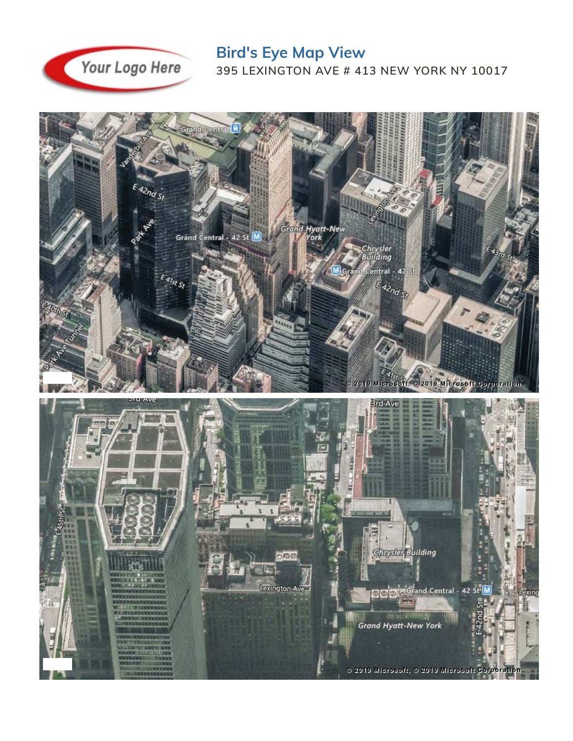## Bird's Eye Map View

395 LEXINGTON AVE # 413 NEW YORK NY 10017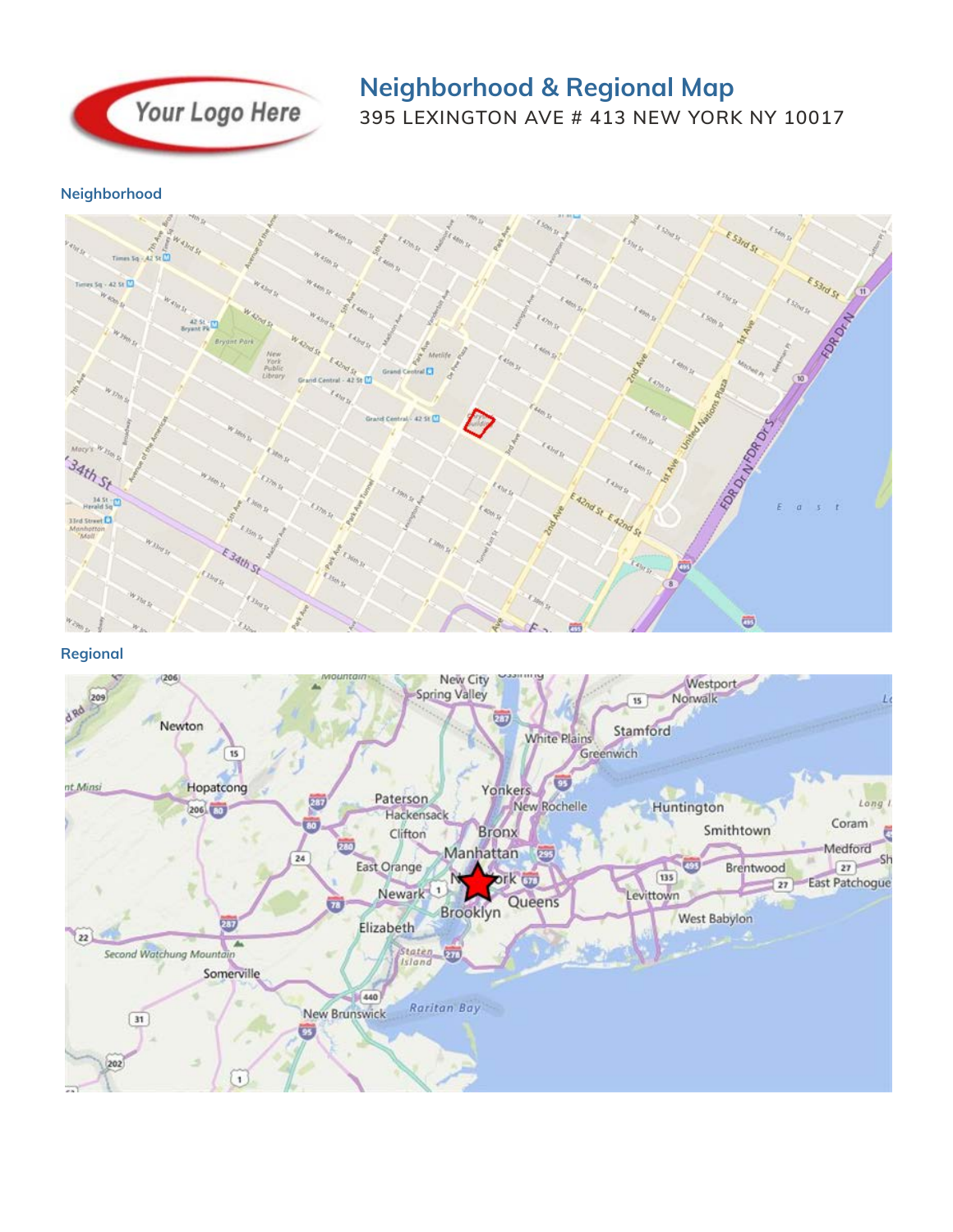# Neighborhood & Regional Map

395 LEXINGTON AVE # 413 NEW YORK NY 10017

### Neighborhood

### Regional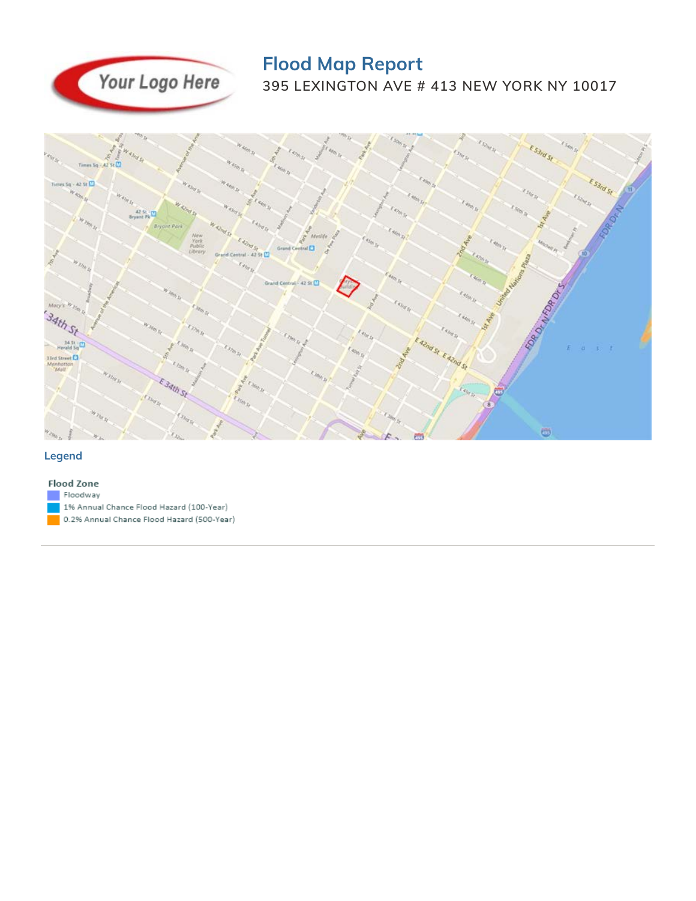# Flood Map Report

395 LEXINGTON AVE # 413 NEW YORK NY 10017

## Legend

**Flood Zone**

- Floodway
- 1% Annual Chance Flood Hazard (100-Year)
- 0.2% Annual Chance Flood Hazard (500-Year)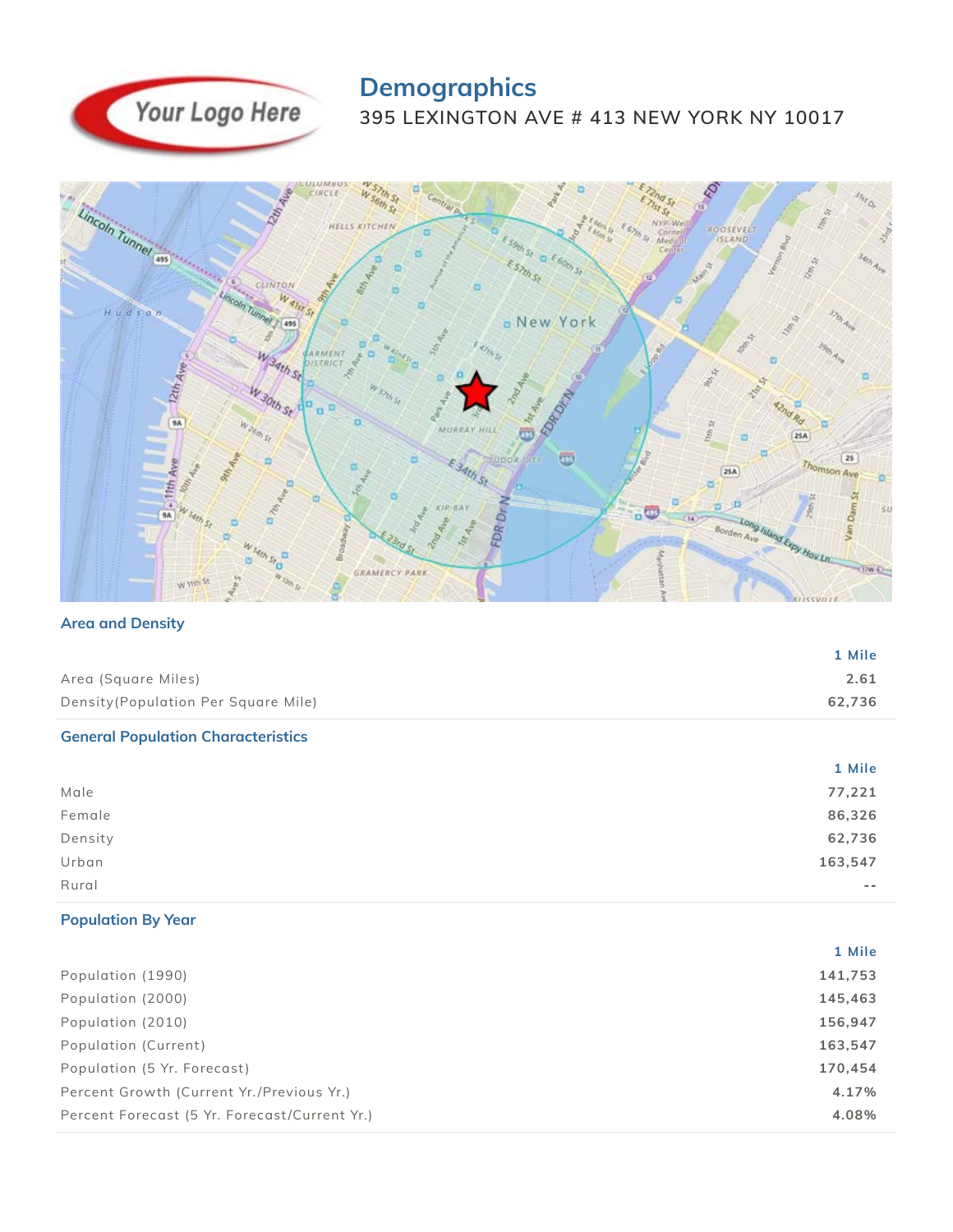# Demographics

395 LEXINGTON AVE # 413 NEW YORK NY 10017

## Area and Density

| | 1 Mile |
|---|---|
| Area (Square Miles) | 2.61 |
| Density(Population Per Square Mile) | 62,736 |

## General Population Characteristics

| | 1 Mile |
|---|---|
| Male | 77,221 |
| Female | 86,326 |
| Density | 62,736 |
| Urban | 163,547 |
| Rural | -- |

## Population By Year

| | 1 Mile |
|---|---|
| Population (1990) | 141,753 |
| Population (2000) | 145,463 |
| Population (2010) | 156,947 |
| Population (Current) | 163,547 |
| Population (5 Yr. Forecast) | 170,454 |
| Percent Growth (Current Yr./Previous Yr.) | 4.17% |
| Percent Forecast (5 Yr. Forecast/Current Yr.) | 4.08% |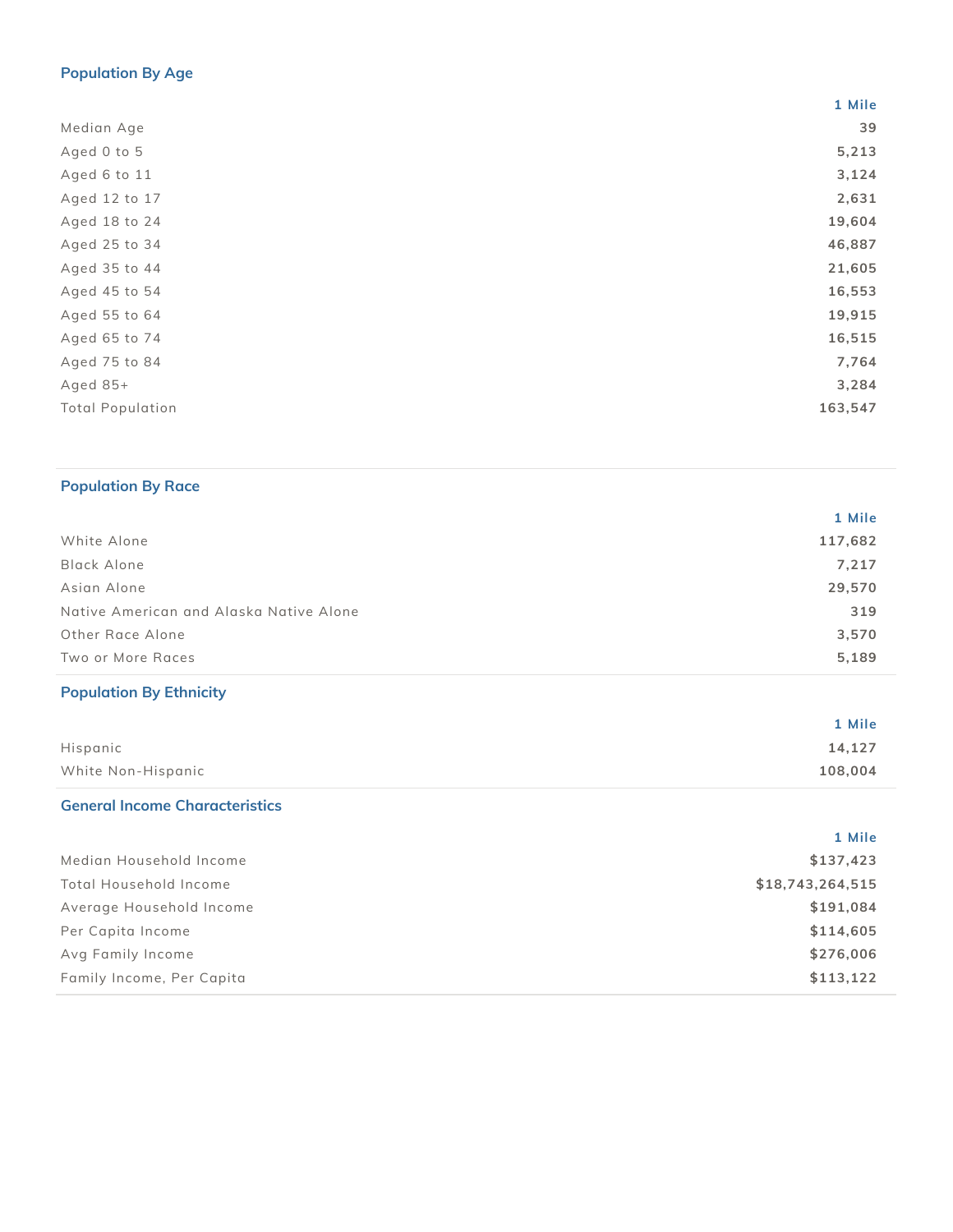## Population By Age

| | 1 Mile |
|---|---|
| Median Age | 39 |
| Aged 0 to 5 | 5,213 |
| Aged 6 to 11 | 3,124 |
| Aged 12 to 17 | 2,631 |
| Aged 18 to 24 | 19,604 |
| Aged 25 to 34 | 46,887 |
| Aged 35 to 44 | 21,605 |
| Aged 45 to 54 | 16,553 |
| Aged 55 to 64 | 19,915 |
| Aged 65 to 74 | 16,515 |
| Aged 75 to 84 | 7,764 |
| Aged 85+ | 3,284 |
| Total Population | 163,547 |

## Population By Race

| | 1 Mile |
|---|---|
| White Alone | 117,682 |
| Black Alone | 7,217 |
| Asian Alone | 29,570 |
| Native American and Alaska Native Alone | 319 |
| Other Race Alone | 3,570 |
| Two or More Races | 5,189 |

## Population By Ethnicity

| | 1 Mile |
|---|---|
| Hispanic | 14,127 |
| White Non-Hispanic | 108,004 |

## General Income Characteristics

| | 1 Mile |
|---|---|
| Median Household Income | $137,423 |
| Total Household Income | $18,743,264,515 |
| Average Household Income | $191,084 |
| Per Capita Income | $114,605 |
| Avg Family Income | $276,006 |
| Family Income, Per Capita | $113,122 |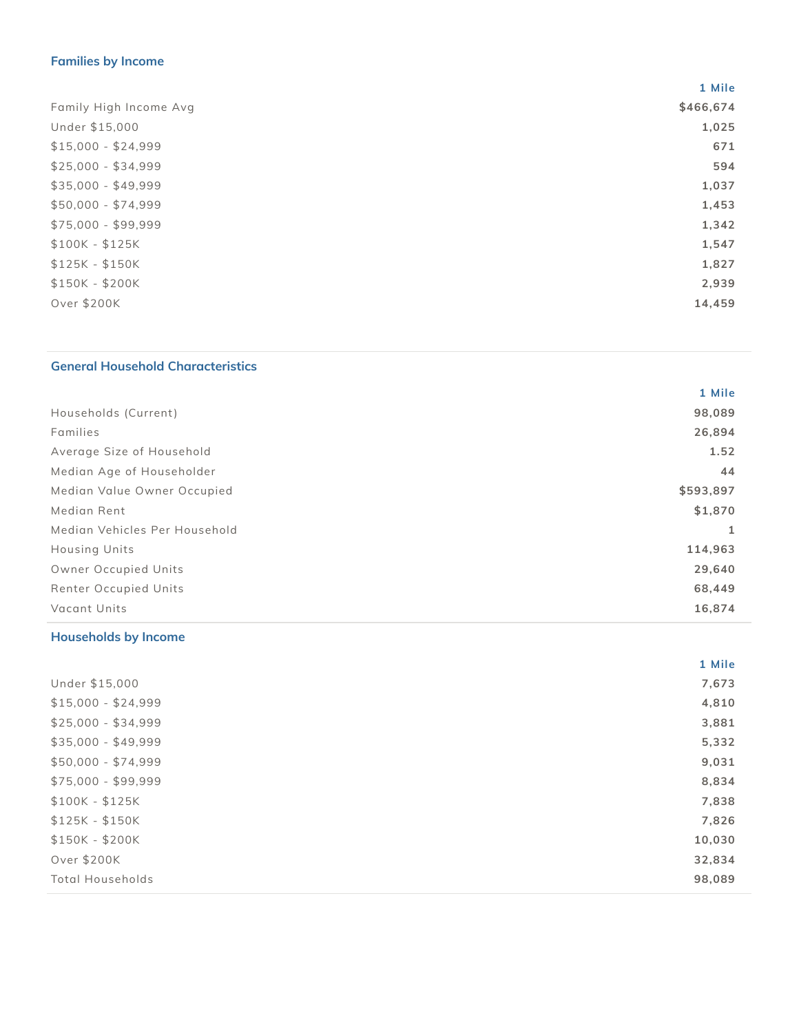## Families by Income

| | 1 Mile |
|---|---|
| Family High Income Avg | $466,674 |
| Under $15,000 | 1,025 |
| $15,000 - $24,999 | 671 |
| $25,000 - $34,999 | 594 |
| $35,000 - $49,999 | 1,037 |
| $50,000 - $74,999 | 1,453 |
| $75,000 - $99,999 | 1,342 |
| $100K - $125K | 1,547 |
| $125K - $150K | 1,827 |
| $150K - $200K | 2,939 |
| Over $200K | 14,459 |

## General Household Characteristics

| | 1 Mile |
|---|---|
| Households (Current) | 98,089 |
| Families | 26,894 |
| Average Size of Household | 1.52 |
| Median Age of Householder | 44 |
| Median Value Owner Occupied | $593,897 |
| Median Rent | $1,870 |
| Median Vehicles Per Household | 1 |
| Housing Units | 114,963 |
| Owner Occupied Units | 29,640 |
| Renter Occupied Units | 68,449 |
| Vacant Units | 16,874 |

## Households by Income

| | 1 Mile |
|---|---|
| Under $15,000 | 7,673 |
| $15,000 - $24,999 | 4,810 |
| $25,000 - $34,999 | 3,881 |
| $35,000 - $49,999 | 5,332 |
| $50,000 - $74,999 | 9,031 |
| $75,000 - $99,999 | 8,834 |
| $100K - $125K | 7,838 |
| $125K - $150K | 7,826 |
| $150K - $200K | 10,030 |
| Over $200K | 32,834 |
| Total Households | 98,089 |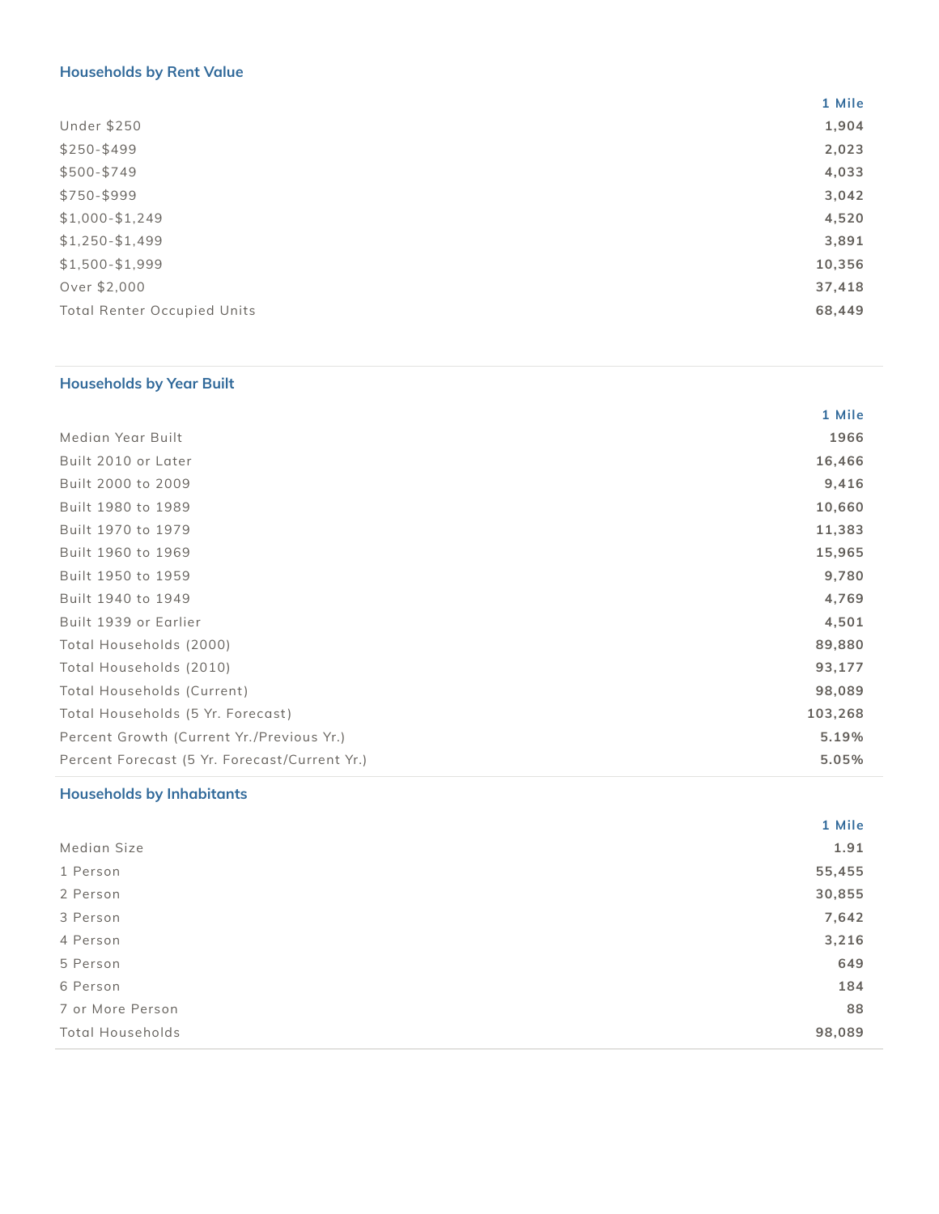### Households by Rent Value

| | 1 Mile |
|---|---|
| Under $250 | 1,904 |
| $250-$499 | 2,023 |
| $500-$749 | 4,033 |
| $750-$999 | 3,042 |
| $1,000-$1,249 | 4,520 |
| $1,250-$1,499 | 3,891 |
| $1,500-$1,999 | 10,356 |
| Over $2,000 | 37,418 |
| Total Renter Occupied Units | 68,449 |

### Households by Year Built

| | 1 Mile |
|---|---|
| Median Year Built | 1966 |
| Built 2010 or Later | 16,466 |
| Built 2000 to 2009 | 9,416 |
| Built 1980 to 1989 | 10,660 |
| Built 1970 to 1979 | 11,383 |
| Built 1960 to 1969 | 15,965 |
| Built 1950 to 1959 | 9,780 |
| Built 1940 to 1949 | 4,769 |
| Built 1939 or Earlier | 4,501 |
| Total Households (2000) | 89,880 |
| Total Households (2010) | 93,177 |
| Total Households (Current) | 98,089 |
| Total Households (5 Yr. Forecast) | 103,268 |
| Percent Growth (Current Yr./Previous Yr.) | 5.19% |
| Percent Forecast (5 Yr. Forecast/Current Yr.) | 5.05% |

### Households by Inhabitants

| | 1 Mile |
|---|---|
| Median Size | 1.91 |
| 1 Person | 55,455 |
| 2 Person | 30,855 |
| 3 Person | 7,642 |
| 4 Person | 3,216 |
| 5 Person | 649 |
| 6 Person | 184 |
| 7 or More Person | 88 |
| Total Households | 98,089 |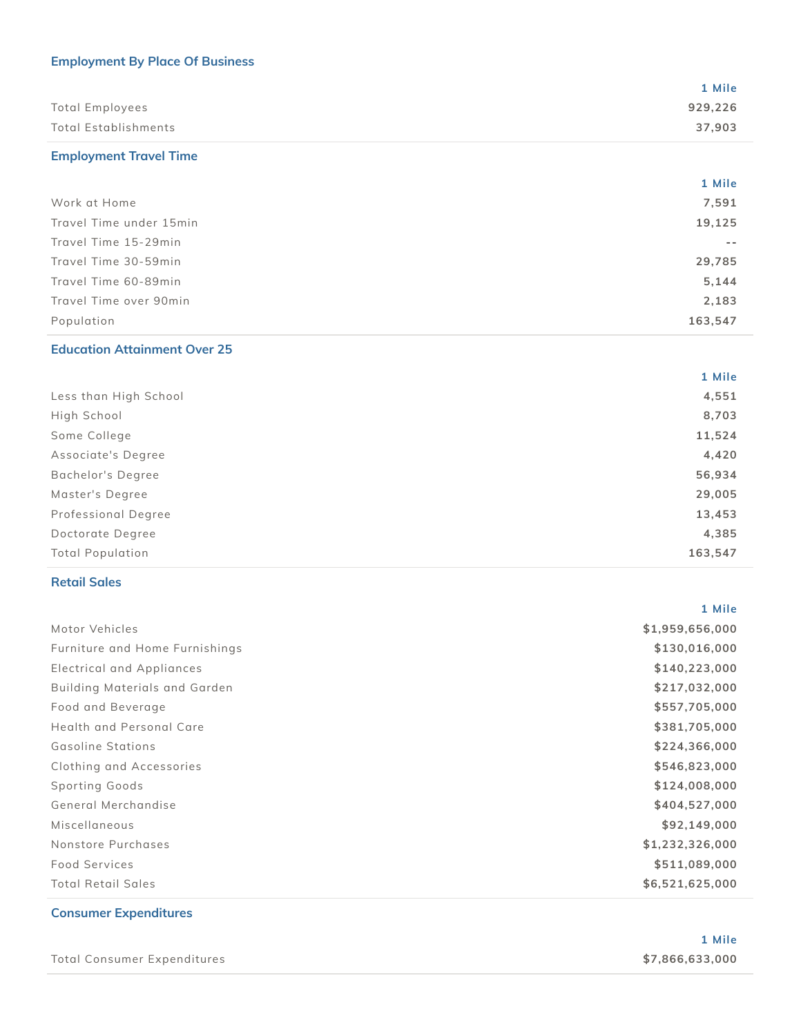## Employment By Place Of Business

| | 1 Mile |
|---|---|
| Total Employees | 929,226 |
| Total Establishments | 37,903 |

## Employment Travel Time

| | 1 Mile |
|---|---|
| Work at Home | 7,591 |
| Travel Time under 15min | 19,125 |
| Travel Time 15-29min | -- |
| Travel Time 30-59min | 29,785 |
| Travel Time 60-89min | 5,144 |
| Travel Time over 90min | 2,183 |
| Population | 163,547 |

## Education Attainment Over 25

| | 1 Mile |
|---|---|
| Less than High School | 4,551 |
| High School | 8,703 |
| Some College | 11,524 |
| Associate's Degree | 4,420 |
| Bachelor's Degree | 56,934 |
| Master's Degree | 29,005 |
| Professional Degree | 13,453 |
| Doctorate Degree | 4,385 |
| Total Population | 163,547 |

## Retail Sales

| | 1 Mile |
|---|---|
| Motor Vehicles | $1,959,656,000 |
| Furniture and Home Furnishings | $130,016,000 |
| Electrical and Appliances | $140,223,000 |
| Building Materials and Garden | $217,032,000 |
| Food and Beverage | $557,705,000 |
| Health and Personal Care | $381,705,000 |
| Gasoline Stations | $224,366,000 |
| Clothing and Accessories | $546,823,000 |
| Sporting Goods | $124,008,000 |
| General Merchandise | $404,527,000 |
| Miscellaneous | $92,149,000 |
| Nonstore Purchases | $1,232,326,000 |
| Food Services | $511,089,000 |
| Total Retail Sales | $6,521,625,000 |

## Consumer Expenditures

| | 1 Mile |
|---|---|
| Total Consumer Expenditures | $7,866,633,000 |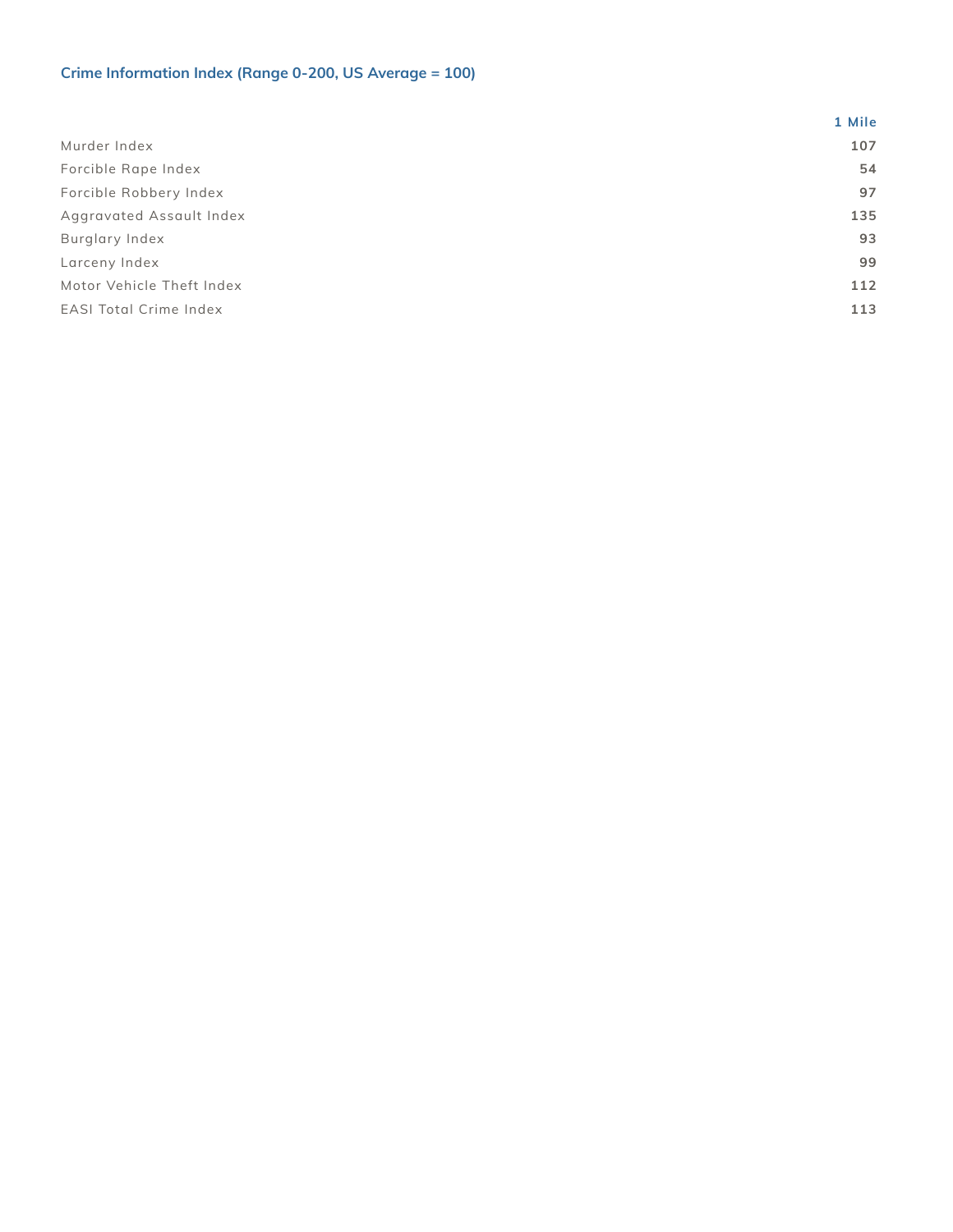### Crime Information Index (Range 0-200, US Average = 100)

| | 1 Mile |
|---|---|
| Murder Index | 107 |
| Forcible Rape Index | 54 |
| Forcible Robbery Index | 97 |
| Aggravated Assault Index | 135 |
| Burglary Index | 93 |
| Larceny Index | 99 |
| Motor Vehicle Theft Index | 112 |
| EASI Total Crime Index | 113 |